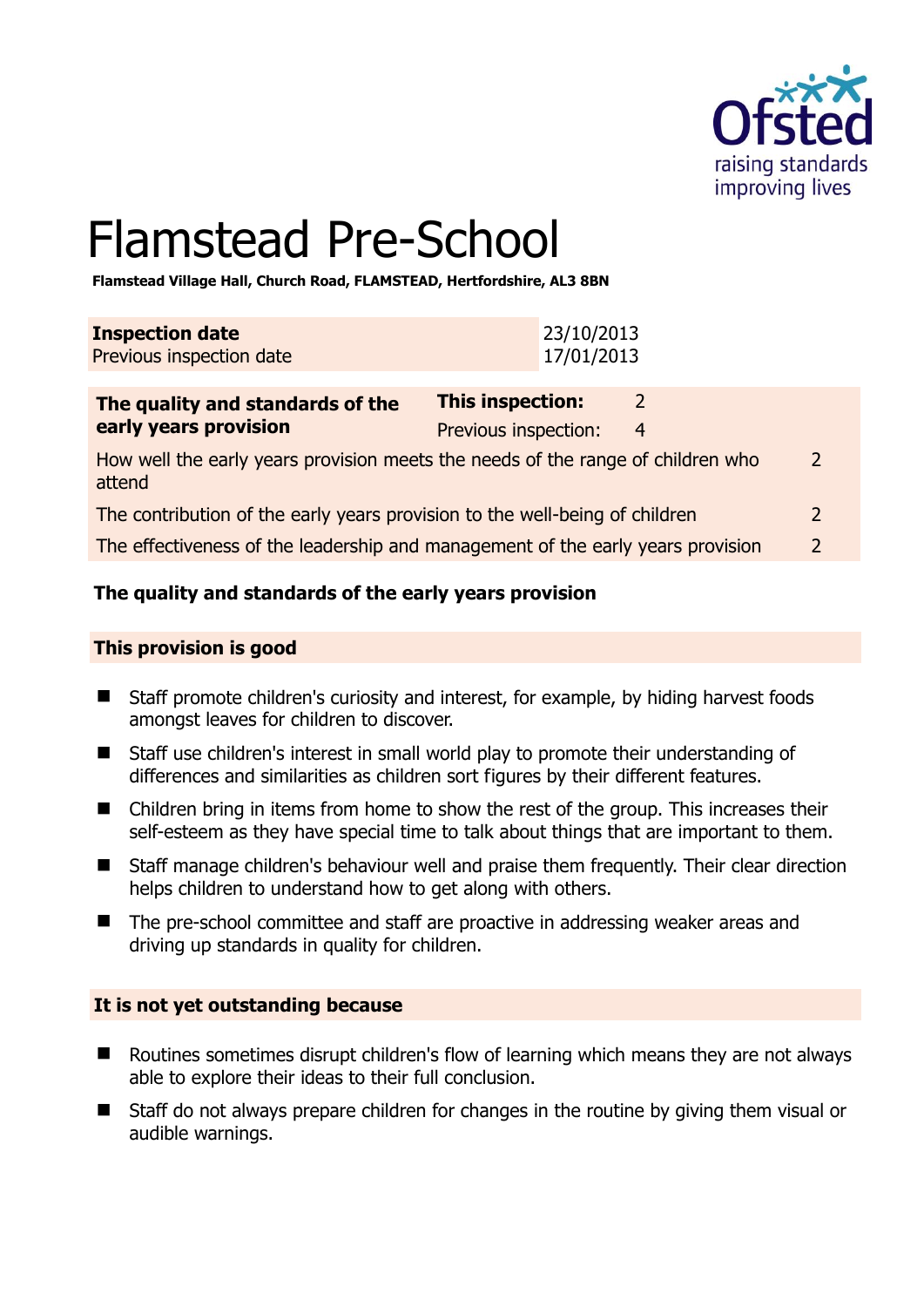# Flamstead Pre-School

**Flamstead Village Hall, Church Road, FLAMSTEAD, Hertfordshire, AL3 8BN**

| **Inspection date** | 23/10/2013 |
|---|---|
| Previous inspection date | 17/01/2013 |

| **The quality and standards of the early years provision** | **This inspection:** | 2 |
|---|---|---|
| | Previous inspection: | 4 |
| How well the early years provision meets the needs of the range of children who attend | | 2 |
| The contribution of the early years provision to the well-being of children | | 2 |
| The effectiveness of the leadership and management of the early years provision | | 2 |

## The quality and standards of the early years provision

### This provision is good

- Staff promote children's curiosity and interest, for example, by hiding harvest foods amongst leaves for children to discover.
- Staff use children's interest in small world play to promote their understanding of differences and similarities as children sort figures by their different features.
- Children bring in items from home to show the rest of the group. This increases their self-esteem as they have special time to talk about things that are important to them.
- Staff manage children's behaviour well and praise them frequently. Their clear direction helps children to understand how to get along with others.
- The pre-school committee and staff are proactive in addressing weaker areas and driving up standards in quality for children.

### It is not yet outstanding because

- Routines sometimes disrupt children's flow of learning which means they are not always able to explore their ideas to their full conclusion.
- Staff do not always prepare children for changes in the routine by giving them visual or audible warnings.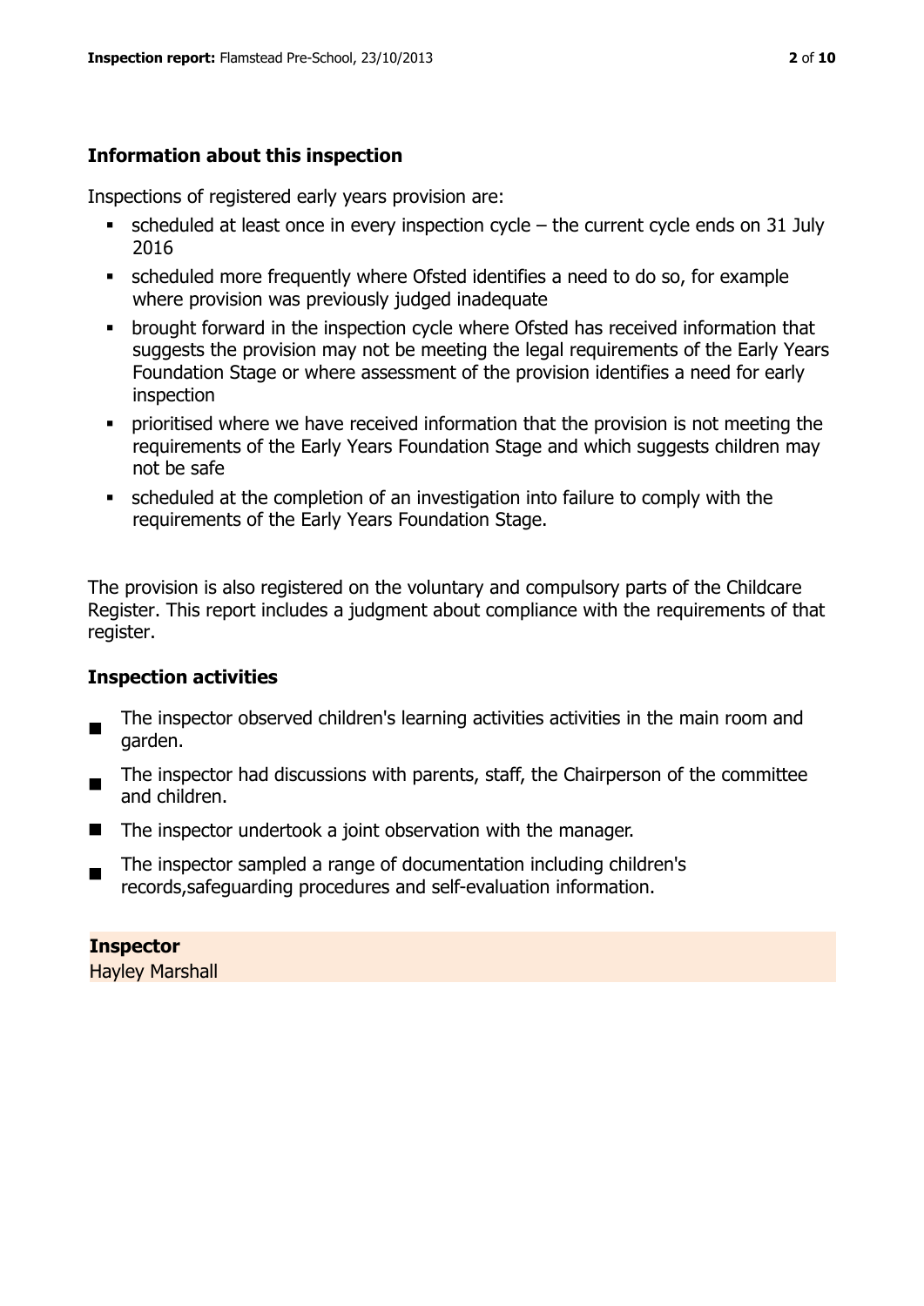## Information about this inspection

Inspections of registered early years provision are:

- scheduled at least once in every inspection cycle – the current cycle ends on 31 July 2016
- scheduled more frequently where Ofsted identifies a need to do so, for example where provision was previously judged inadequate
- brought forward in the inspection cycle where Ofsted has received information that suggests the provision may not be meeting the legal requirements of the Early Years Foundation Stage or where assessment of the provision identifies a need for early inspection
- prioritised where we have received information that the provision is not meeting the requirements of the Early Years Foundation Stage and which suggests children may not be safe
- scheduled at the completion of an investigation into failure to comply with the requirements of the Early Years Foundation Stage.

The provision is also registered on the voluntary and compulsory parts of the Childcare Register. This report includes a judgment about compliance with the requirements of that register.

## Inspection activities

- The inspector observed children's learning activities activities in the main room and garden.
- The inspector had discussions with parents, staff, the Chairperson of the committee and children.
- The inspector undertook a joint observation with the manager.
- The inspector sampled a range of documentation including children's records,safeguarding procedures and self-evaluation information.

**Inspector**
Hayley Marshall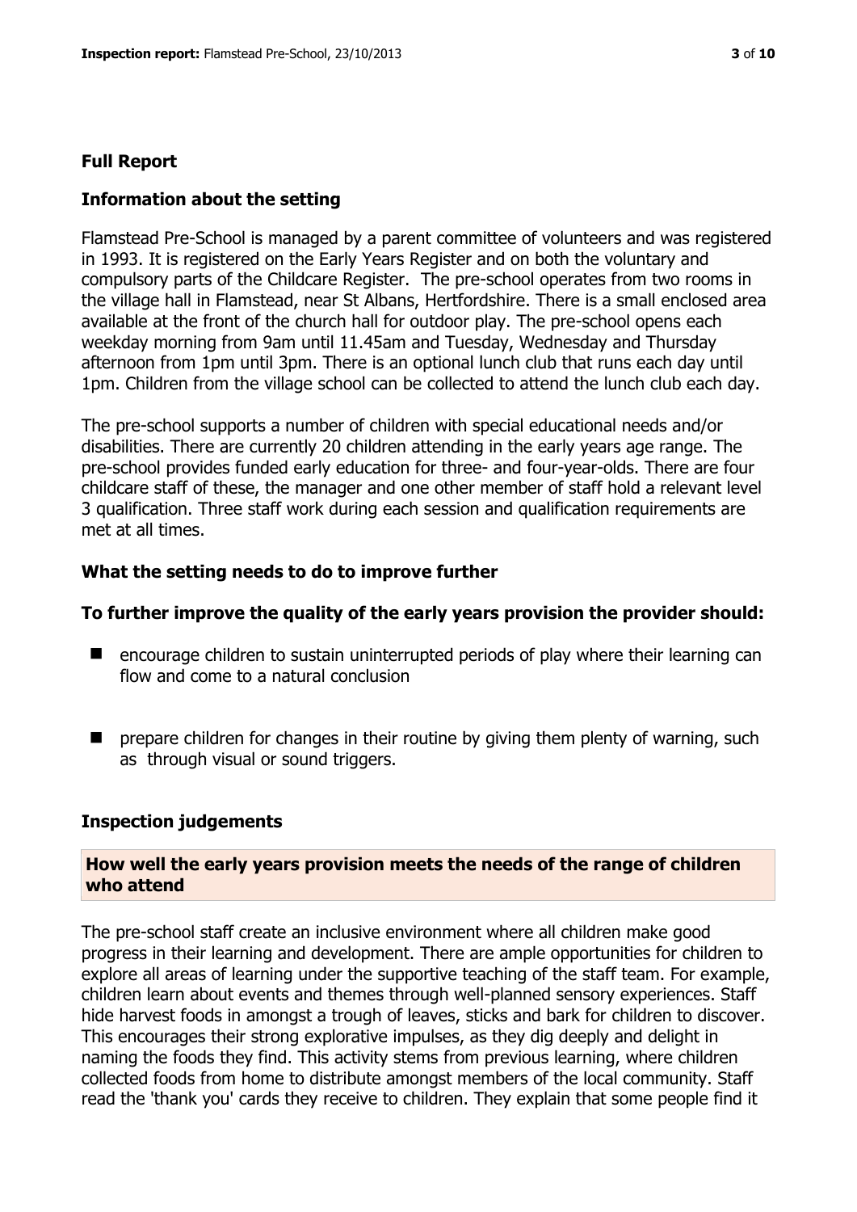## Full Report

### Information about the setting

Flamstead Pre-School is managed by a parent committee of volunteers and was registered in 1993. It is registered on the Early Years Register and on both the voluntary and compulsory parts of the Childcare Register. The pre-school operates from two rooms in the village hall in Flamstead, near St Albans, Hertfordshire. There is a small enclosed area available at the front of the church hall for outdoor play. The pre-school opens each weekday morning from 9am until 11.45am and Tuesday, Wednesday and Thursday afternoon from 1pm until 3pm. There is an optional lunch club that runs each day until 1pm. Children from the village school can be collected to attend the lunch club each day.

The pre-school supports a number of children with special educational needs and/or disabilities. There are currently 20 children attending in the early years age range. The pre-school provides funded early education for three- and four-year-olds. There are four childcare staff of these, the manager and one other member of staff hold a relevant level 3 qualification. Three staff work during each session and qualification requirements are met at all times.

### What the setting needs to do to improve further

### To further improve the quality of the early years provision the provider should:

- encourage children to sustain uninterrupted periods of play where their learning can flow and come to a natural conclusion
- prepare children for changes in their routine by giving them plenty of warning, such as through visual or sound triggers.

### Inspection judgements

#### How well the early years provision meets the needs of the range of children who attend

The pre-school staff create an inclusive environment where all children make good progress in their learning and development. There are ample opportunities for children to explore all areas of learning under the supportive teaching of the staff team. For example, children learn about events and themes through well-planned sensory experiences. Staff hide harvest foods in amongst a trough of leaves, sticks and bark for children to discover. This encourages their strong explorative impulses, as they dig deeply and delight in naming the foods they find. This activity stems from previous learning, where children collected foods from home to distribute amongst members of the local community. Staff read the 'thank you' cards they receive to children. They explain that some people find it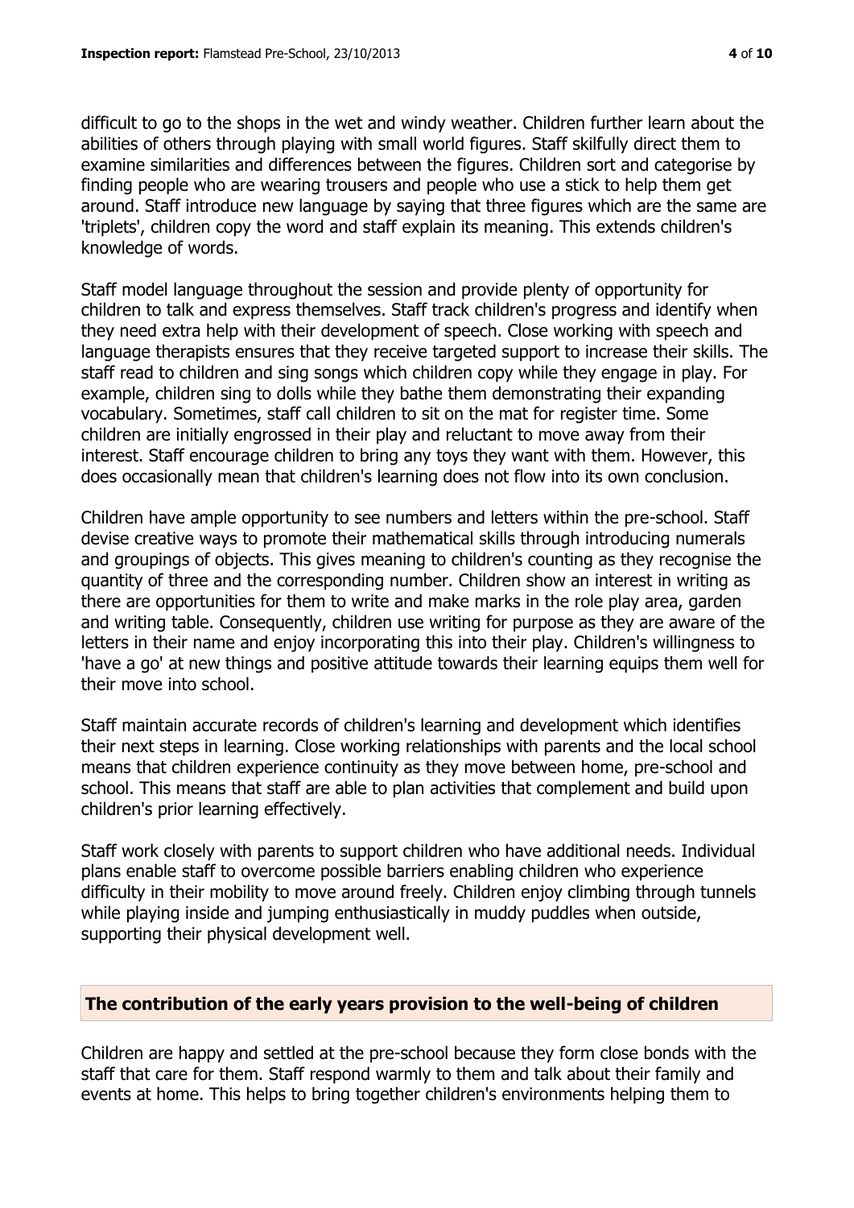difficult to go to the shops in the wet and windy weather. Children further learn about the abilities of others through playing with small world figures. Staff skilfully direct them to examine similarities and differences between the figures. Children sort and categorise by finding people who are wearing trousers and people who use a stick to help them get around. Staff introduce new language by saying that three figures which are the same are 'triplets', children copy the word and staff explain its meaning. This extends children's knowledge of words.

Staff model language throughout the session and provide plenty of opportunity for children to talk and express themselves. Staff track children's progress and identify when they need extra help with their development of speech. Close working with speech and language therapists ensures that they receive targeted support to increase their skills. The staff read to children and sing songs which children copy while they engage in play. For example, children sing to dolls while they bathe them demonstrating their expanding vocabulary. Sometimes, staff call children to sit on the mat for register time. Some children are initially engrossed in their play and reluctant to move away from their interest. Staff encourage children to bring any toys they want with them. However, this does occasionally mean that children's learning does not flow into its own conclusion.

Children have ample opportunity to see numbers and letters within the pre-school. Staff devise creative ways to promote their mathematical skills through introducing numerals and groupings of objects. This gives meaning to children's counting as they recognise the quantity of three and the corresponding number. Children show an interest in writing as there are opportunities for them to write and make marks in the role play area, garden and writing table. Consequently, children use writing for purpose as they are aware of the letters in their name and enjoy incorporating this into their play. Children's willingness to 'have a go' at new things and positive attitude towards their learning equips them well for their move into school.

Staff maintain accurate records of children's learning and development which identifies their next steps in learning. Close working relationships with parents and the local school means that children experience continuity as they move between home, pre-school and school. This means that staff are able to plan activities that complement and build upon children's prior learning effectively.

Staff work closely with parents to support children who have additional needs. Individual plans enable staff to overcome possible barriers enabling children who experience difficulty in their mobility to move around freely. Children enjoy climbing through tunnels while playing inside and jumping enthusiastically in muddy puddles when outside, supporting their physical development well.

## The contribution of the early years provision to the well-being of children

Children are happy and settled at the pre-school because they form close bonds with the staff that care for them. Staff respond warmly to them and talk about their family and events at home. This helps to bring together children's environments helping them to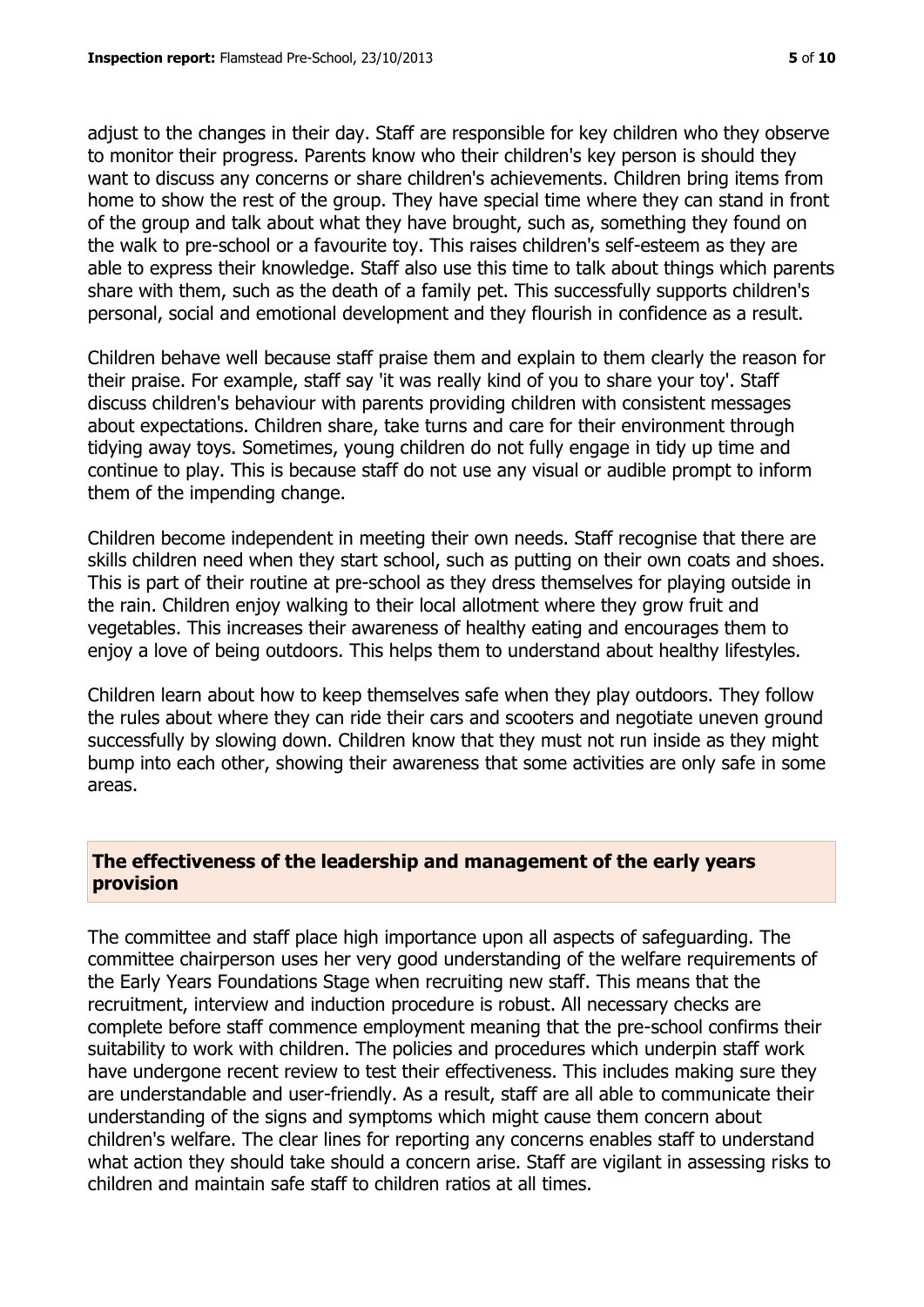adjust to the changes in their day. Staff are responsible for key children who they observe to monitor their progress. Parents know who their children's key person is should they want to discuss any concerns or share children's achievements. Children bring items from home to show the rest of the group. They have special time where they can stand in front of the group and talk about what they have brought, such as, something they found on the walk to pre-school or a favourite toy. This raises children's self-esteem as they are able to express their knowledge. Staff also use this time to talk about things which parents share with them, such as the death of a family pet. This successfully supports children's personal, social and emotional development and they flourish in confidence as a result.

Children behave well because staff praise them and explain to them clearly the reason for their praise. For example, staff say 'it was really kind of you to share your toy'. Staff discuss children's behaviour with parents providing children with consistent messages about expectations. Children share, take turns and care for their environment through tidying away toys. Sometimes, young children do not fully engage in tidy up time and continue to play. This is because staff do not use any visual or audible prompt to inform them of the impending change.

Children become independent in meeting their own needs. Staff recognise that there are skills children need when they start school, such as putting on their own coats and shoes. This is part of their routine at pre-school as they dress themselves for playing outside in the rain. Children enjoy walking to their local allotment where they grow fruit and vegetables. This increases their awareness of healthy eating and encourages them to enjoy a love of being outdoors. This helps them to understand about healthy lifestyles.

Children learn about how to keep themselves safe when they play outdoors. They follow the rules about where they can ride their cars and scooters and negotiate uneven ground successfully by slowing down. Children know that they must not run inside as they might bump into each other, showing their awareness that some activities are only safe in some areas.

## The effectiveness of the leadership and management of the early years provision

The committee and staff place high importance upon all aspects of safeguarding. The committee chairperson uses her very good understanding of the welfare requirements of the Early Years Foundations Stage when recruiting new staff. This means that the recruitment, interview and induction procedure is robust. All necessary checks are complete before staff commence employment meaning that the pre-school confirms their suitability to work with children. The policies and procedures which underpin staff work have undergone recent review to test their effectiveness. This includes making sure they are understandable and user-friendly. As a result, staff are all able to communicate their understanding of the signs and symptoms which might cause them concern about children's welfare. The clear lines for reporting any concerns enables staff to understand what action they should take should a concern arise. Staff are vigilant in assessing risks to children and maintain safe staff to children ratios at all times.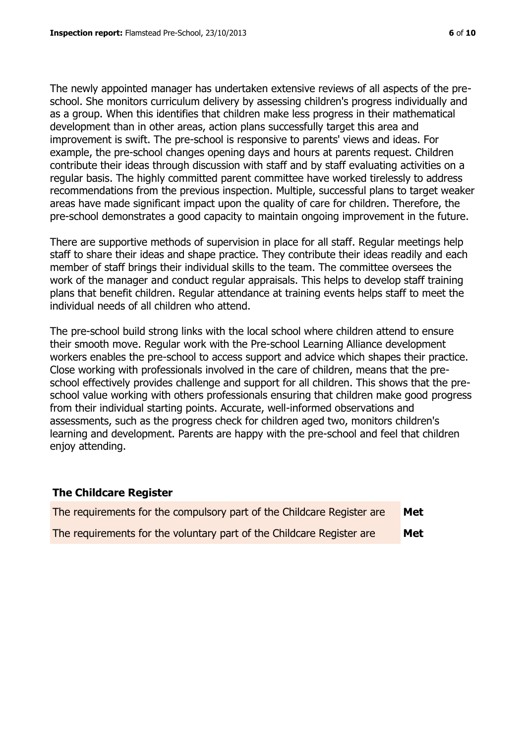The newly appointed manager has undertaken extensive reviews of all aspects of the pre-school. She monitors curriculum delivery by assessing children's progress individually and as a group. When this identifies that children make less progress in their mathematical development than in other areas, action plans successfully target this area and improvement is swift. The pre-school is responsive to parents' views and ideas. For example, the pre-school changes opening days and hours at parents request. Children contribute their ideas through discussion with staff and by staff evaluating activities on a regular basis. The highly committed parent committee have worked tirelessly to address recommendations from the previous inspection. Multiple, successful plans to target weaker areas have made significant impact upon the quality of care for children. Therefore, the pre-school demonstrates a good capacity to maintain ongoing improvement in the future.

There are supportive methods of supervision in place for all staff. Regular meetings help staff to share their ideas and shape practice. They contribute their ideas readily and each member of staff brings their individual skills to the team. The committee oversees the work of the manager and conduct regular appraisals. This helps to develop staff training plans that benefit children. Regular attendance at training events helps staff to meet the individual needs of all children who attend.

The pre-school build strong links with the local school where children attend to ensure their smooth move. Regular work with the Pre-school Learning Alliance development workers enables the pre-school to access support and advice which shapes their practice. Close working with professionals involved in the care of children, means that the pre-school effectively provides challenge and support for all children. This shows that the pre-school value working with others professionals ensuring that children make good progress from their individual starting points. Accurate, well-informed observations and assessments, such as the progress check for children aged two, monitors children's learning and development. Parents are happy with the pre-school and feel that children enjoy attending.

## The Childcare Register

| | |
|---|---|
| The requirements for the compulsory part of the Childcare Register are | **Met** |
| The requirements for the voluntary part of the Childcare Register are | **Met** |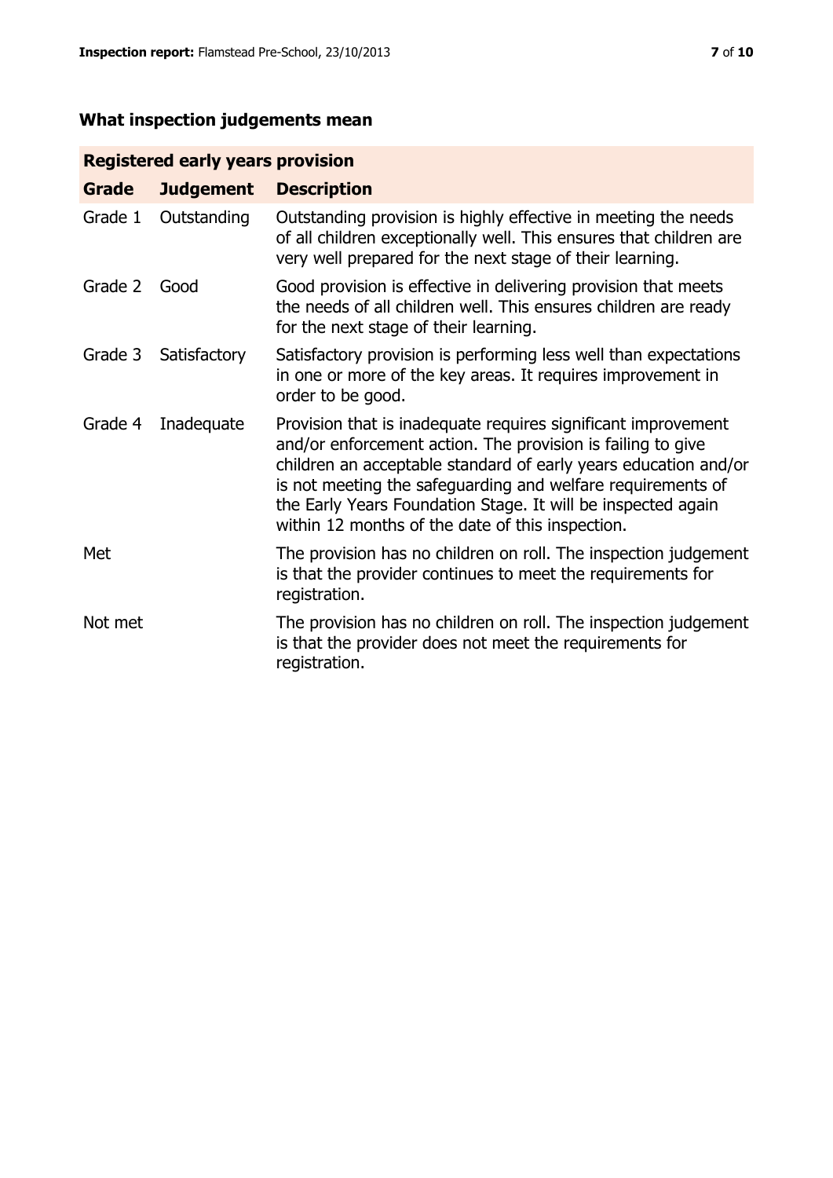## What inspection judgements mean

| Registered early years provision | | |
|---|---|---|
| **Grade** | **Judgement** | **Description** |
| Grade 1 | Outstanding | Outstanding provision is highly effective in meeting the needs of all children exceptionally well. This ensures that children are very well prepared for the next stage of their learning. |
| Grade 2 | Good | Good provision is effective in delivering provision that meets the needs of all children well. This ensures children are ready for the next stage of their learning. |
| Grade 3 | Satisfactory | Satisfactory provision is performing less well than expectations in one or more of the key areas. It requires improvement in order to be good. |
| Grade 4 | Inadequate | Provision that is inadequate requires significant improvement and/or enforcement action. The provision is failing to give children an acceptable standard of early years education and/or is not meeting the safeguarding and welfare requirements of the Early Years Foundation Stage. It will be inspected again within 12 months of the date of this inspection. |
| Met | | The provision has no children on roll. The inspection judgement is that the provider continues to meet the requirements for registration. |
| Not met | | The provision has no children on roll. The inspection judgement is that the provider does not meet the requirements for registration. |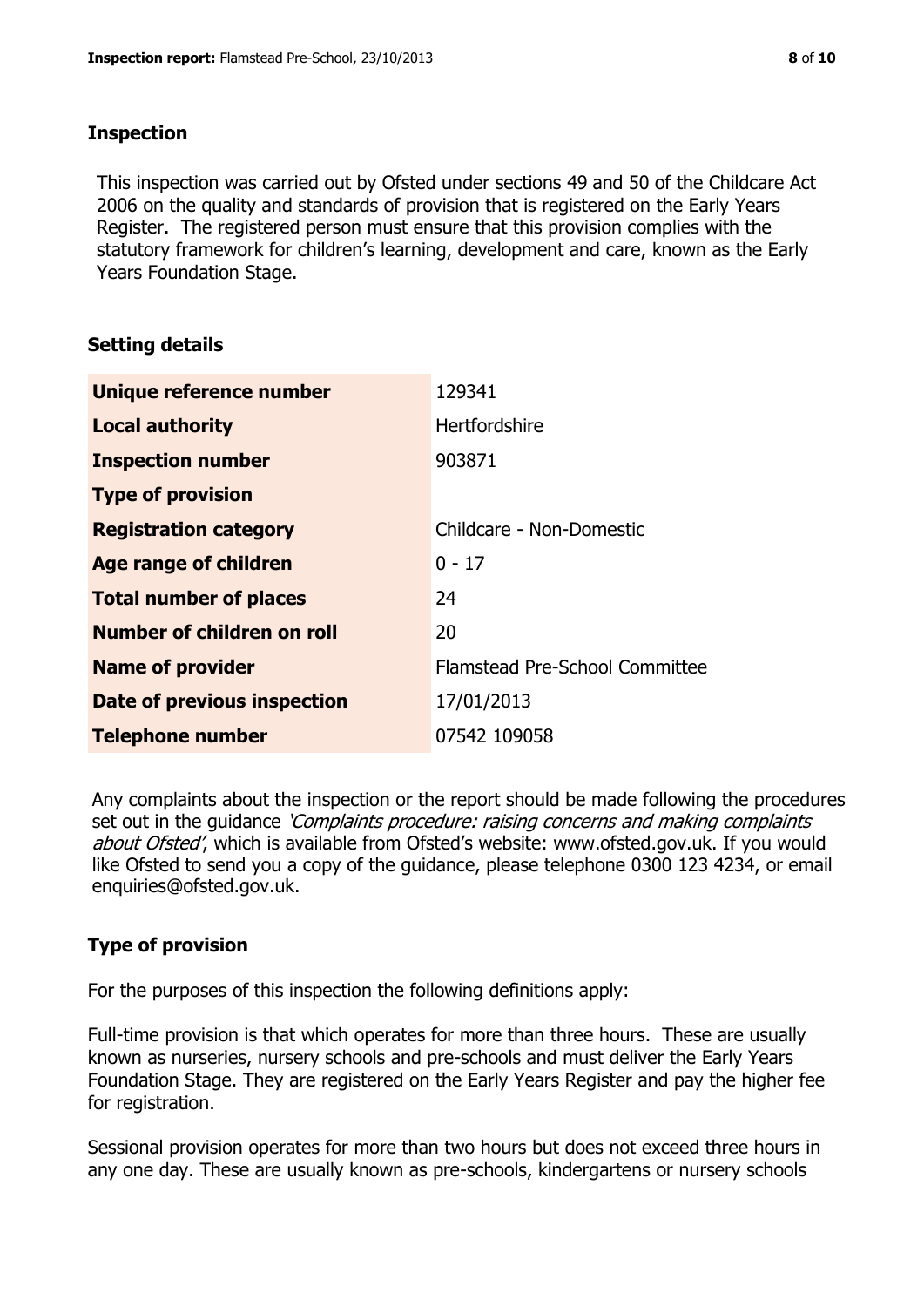## Inspection

This inspection was carried out by Ofsted under sections 49 and 50 of the Childcare Act 2006 on the quality and standards of provision that is registered on the Early Years Register. The registered person must ensure that this provision complies with the statutory framework for children's learning, development and care, known as the Early Years Foundation Stage.

## Setting details

| | |
|---|---|
| **Unique reference number** | 129341 |
| **Local authority** | Hertfordshire |
| **Inspection number** | 903871 |
| **Type of provision** | |
| **Registration category** | Childcare - Non-Domestic |
| **Age range of children** | 0 - 17 |
| **Total number of places** | 24 |
| **Number of children on roll** | 20 |
| **Name of provider** | Flamstead Pre-School Committee |
| **Date of previous inspection** | 17/01/2013 |
| **Telephone number** | 07542 109058 |

Any complaints about the inspection or the report should be made following the procedures set out in the guidance *'Complaints procedure: raising concerns and making complaints about Ofsted'*, which is available from Ofsted's website: www.ofsted.gov.uk. If you would like Ofsted to send you a copy of the guidance, please telephone 0300 123 4234, or email enquiries@ofsted.gov.uk.

## Type of provision

For the purposes of this inspection the following definitions apply:

Full-time provision is that which operates for more than three hours. These are usually known as nurseries, nursery schools and pre-schools and must deliver the Early Years Foundation Stage. They are registered on the Early Years Register and pay the higher fee for registration.

Sessional provision operates for more than two hours but does not exceed three hours in any one day. These are usually known as pre-schools, kindergartens or nursery schools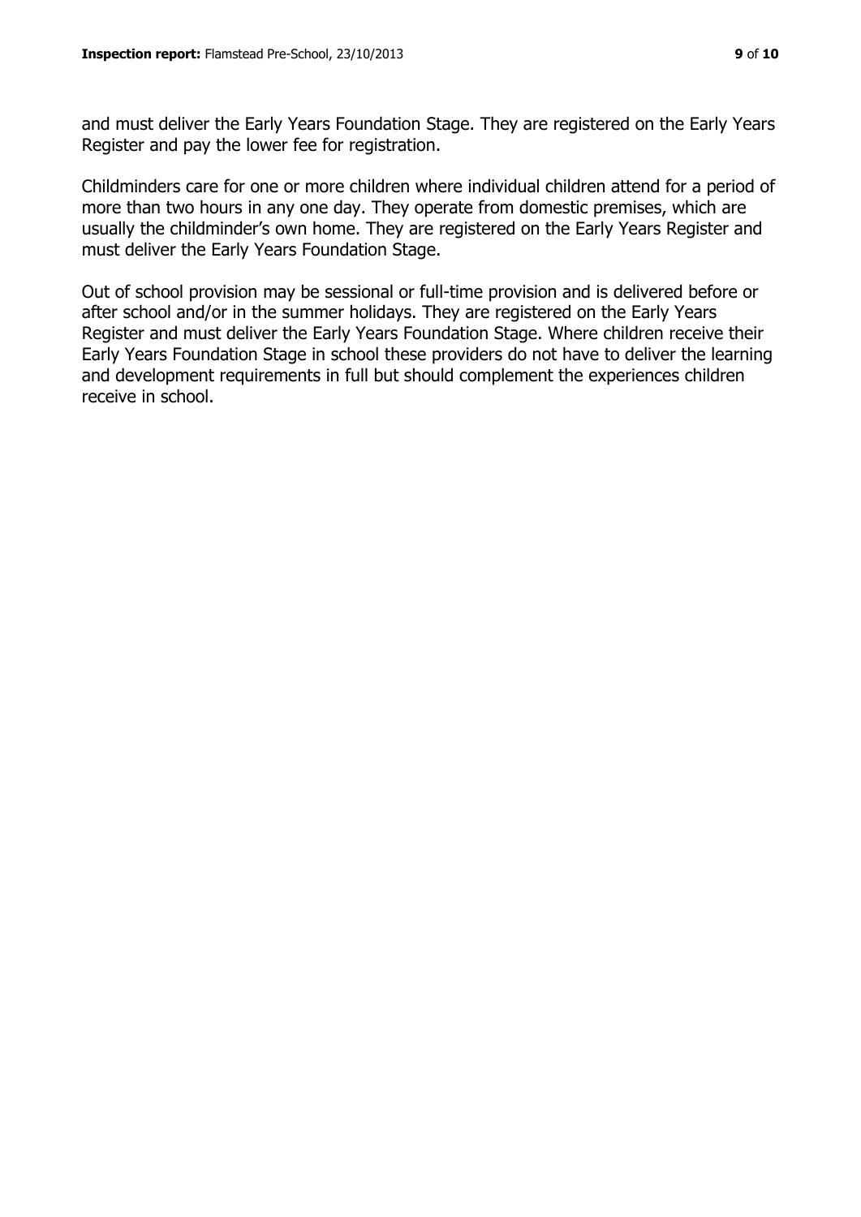and must deliver the Early Years Foundation Stage. They are registered on the Early Years Register and pay the lower fee for registration.

Childminders care for one or more children where individual children attend for a period of more than two hours in any one day. They operate from domestic premises, which are usually the childminder's own home. They are registered on the Early Years Register and must deliver the Early Years Foundation Stage.

Out of school provision may be sessional or full-time provision and is delivered before or after school and/or in the summer holidays. They are registered on the Early Years Register and must deliver the Early Years Foundation Stage. Where children receive their Early Years Foundation Stage in school these providers do not have to deliver the learning and development requirements in full but should complement the experiences children receive in school.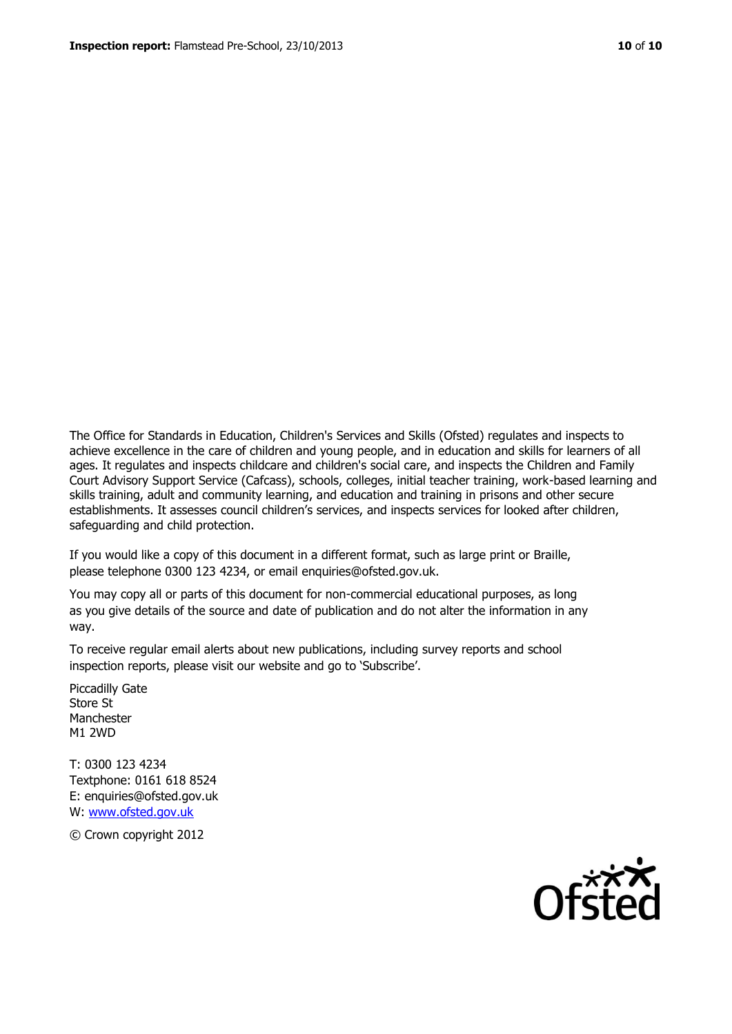The Office for Standards in Education, Children's Services and Skills (Ofsted) regulates and inspects to achieve excellence in the care of children and young people, and in education and skills for learners of all ages. It regulates and inspects childcare and children's social care, and inspects the Children and Family Court Advisory Support Service (Cafcass), schools, colleges, initial teacher training, work-based learning and skills training, adult and community learning, and education and training in prisons and other secure establishments. It assesses council children's services, and inspects services for looked after children, safeguarding and child protection.

If you would like a copy of this document in a different format, such as large print or Braille, please telephone 0300 123 4234, or email enquiries@ofsted.gov.uk.

You may copy all or parts of this document for non-commercial educational purposes, as long as you give details of the source and date of publication and do not alter the information in any way.

To receive regular email alerts about new publications, including survey reports and school inspection reports, please visit our website and go to 'Subscribe'.

Piccadilly Gate
Store St
Manchester
M1 2WD

T: 0300 123 4234
Textphone: 0161 618 8524
E: enquiries@ofsted.gov.uk
W: www.ofsted.gov.uk

© Crown copyright 2012

Ofsted